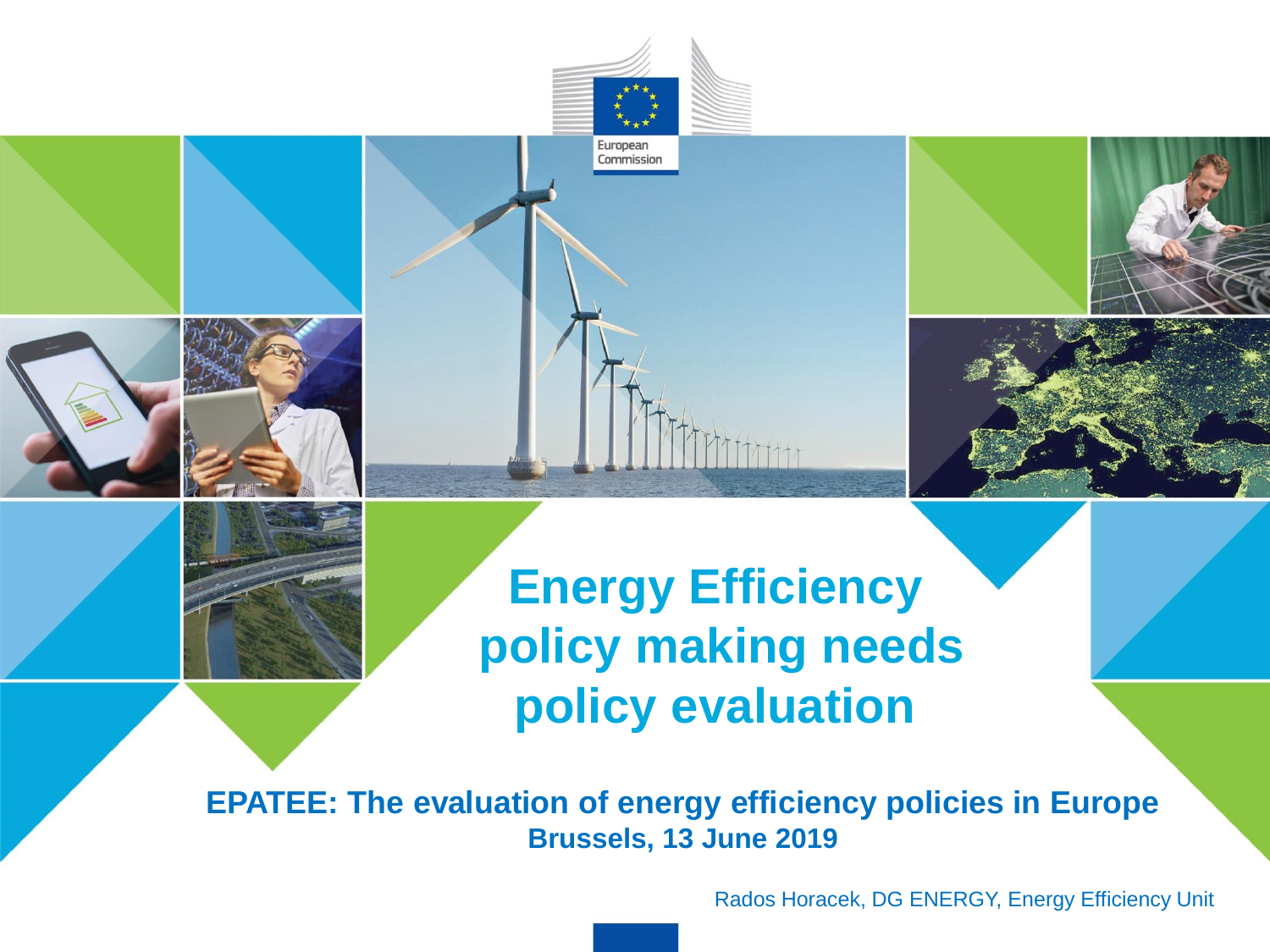# Energy Efficiency policy making needs policy evaluation

**EPATEE: The evaluation of energy efficiency policies in Europe**
**Brussels, 13 June 2019**

Rados Horacek, DG ENERGY, Energy Efficiency Unit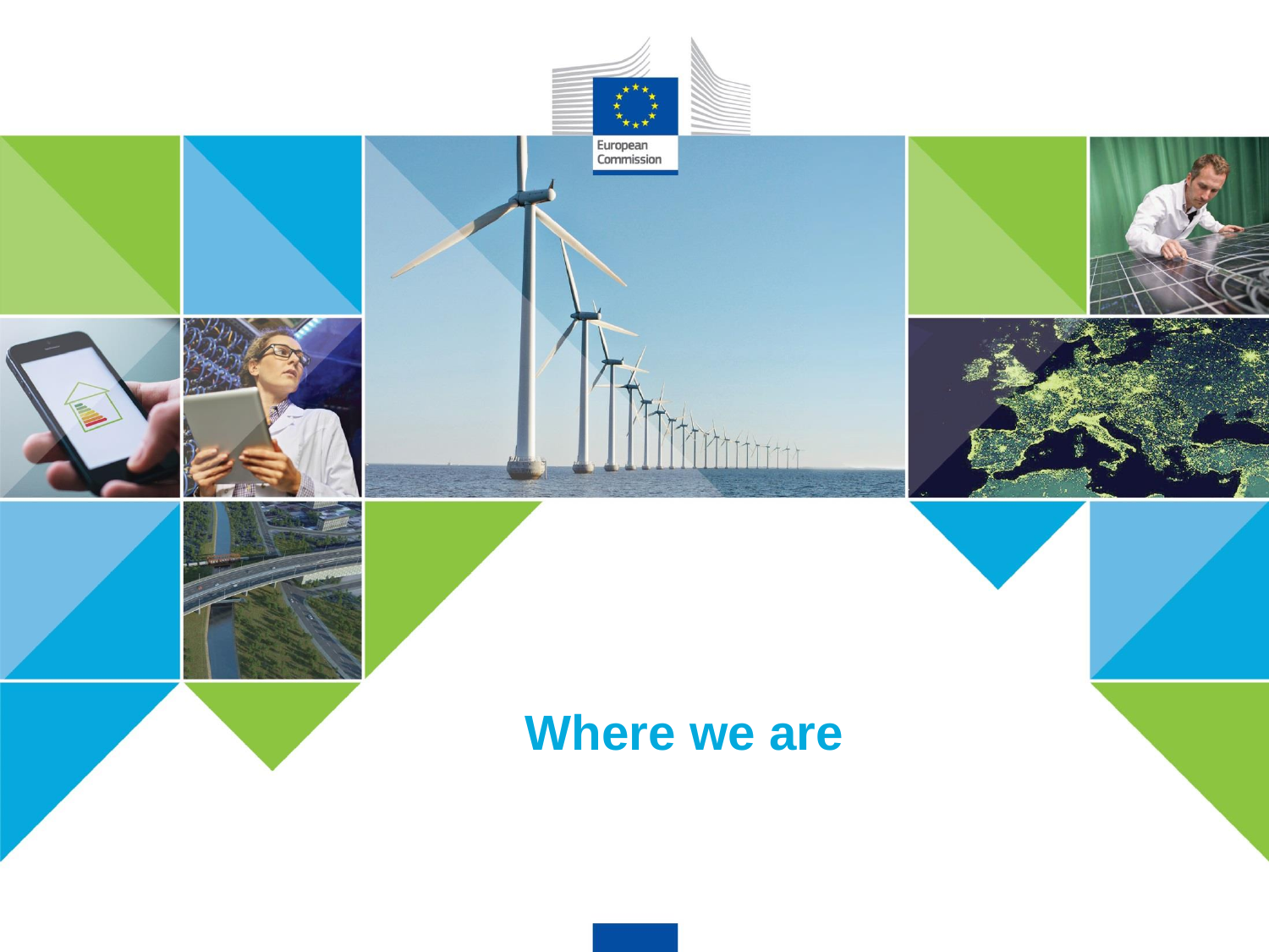# Where we are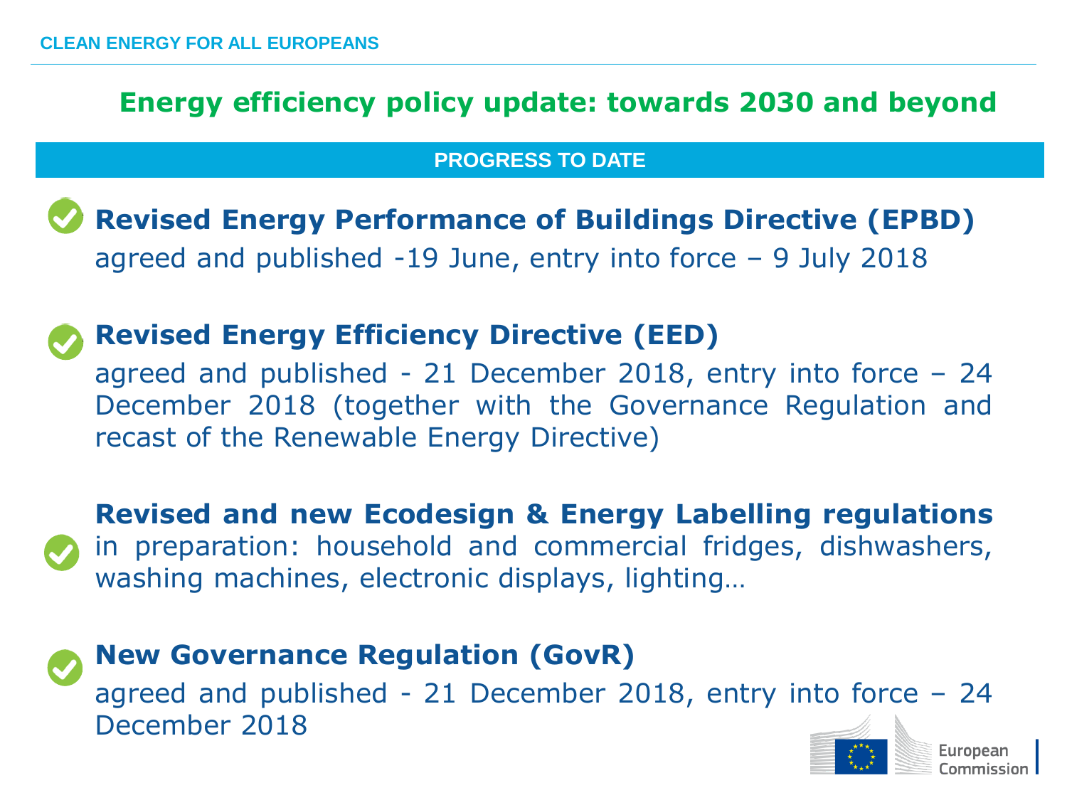## Energy efficiency policy update: towards 2030 and beyond

### PROGRESS TO DATE

- **Revised Energy Performance of Buildings Directive (EPBD)**
  agreed and published -19 June, entry into force – 9 July 2018

- **Revised Energy Efficiency Directive (EED)**
  agreed and published - 21 December 2018, entry into force – 24 December 2018 (together with the Governance Regulation and recast of the Renewable Energy Directive)

- **Revised and new Ecodesign & Energy Labelling regulations**
  in preparation: household and commercial fridges, dishwashers, washing machines, electronic displays, lighting…

- **New Governance Regulation (GovR)**
  agreed and published - 21 December 2018, entry into force – 24 December 2018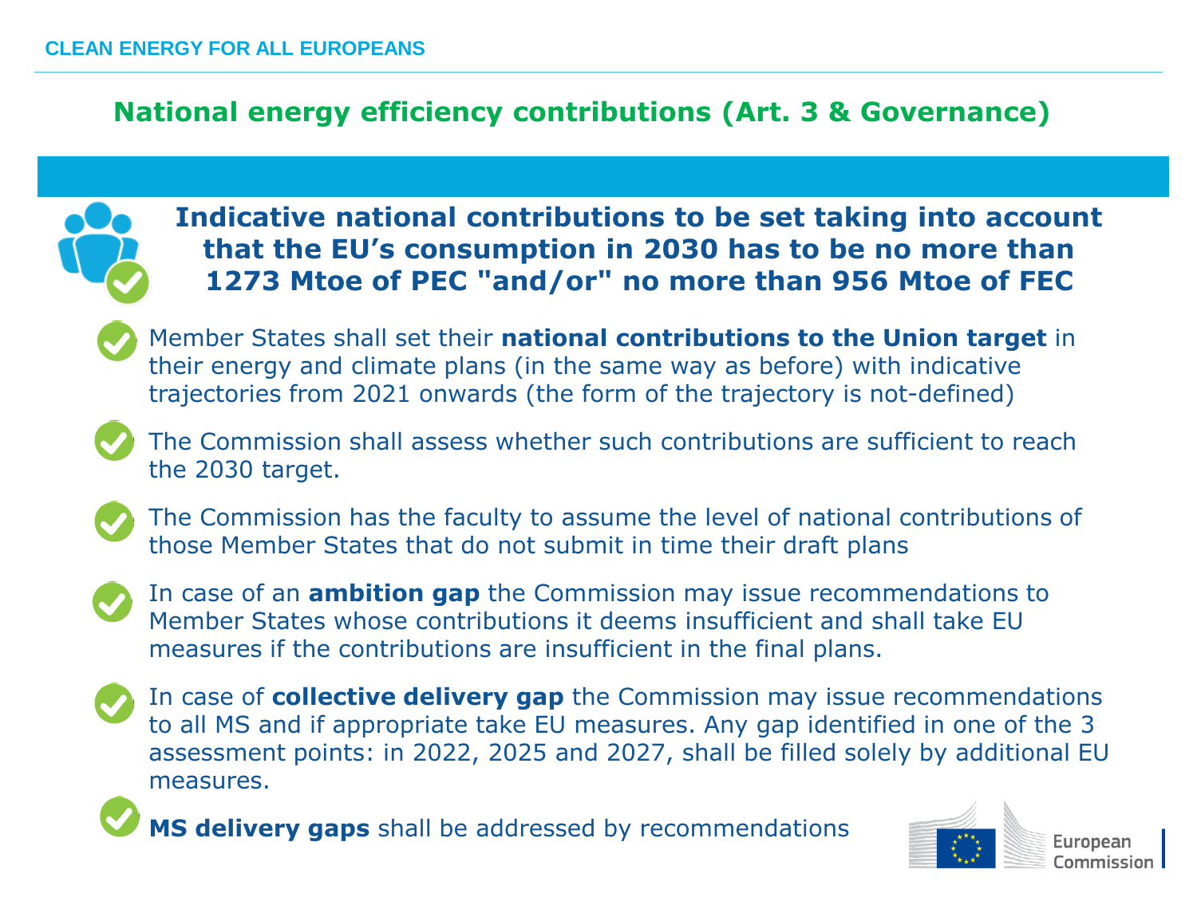# National energy efficiency contributions (Art. 3 & Governance)

## Indicative national contributions to be set taking into account that the EU's consumption in 2030 has to be no more than 1273 Mtoe of PEC "and/or" no more than 956 Mtoe of FEC

- Member States shall set their **national contributions to the Union target** in their energy and climate plans (in the same way as before) with indicative trajectories from 2021 onwards (the form of the trajectory is not-defined)
- The Commission shall assess whether such contributions are sufficient to reach the 2030 target.
- The Commission has the faculty to assume the level of national contributions of those Member States that do not submit in time their draft plans
- In case of an **ambition gap** the Commission may issue recommendations to Member States whose contributions it deems insufficient and shall take EU measures if the contributions are insufficient in the final plans.
- In case of **collective delivery gap** the Commission may issue recommendations to all MS and if appropriate take EU measures. Any gap identified in one of the 3 assessment points: in 2022, 2025 and 2027, shall be filled solely by additional EU measures.
- **MS delivery gaps** shall be addressed by recommendations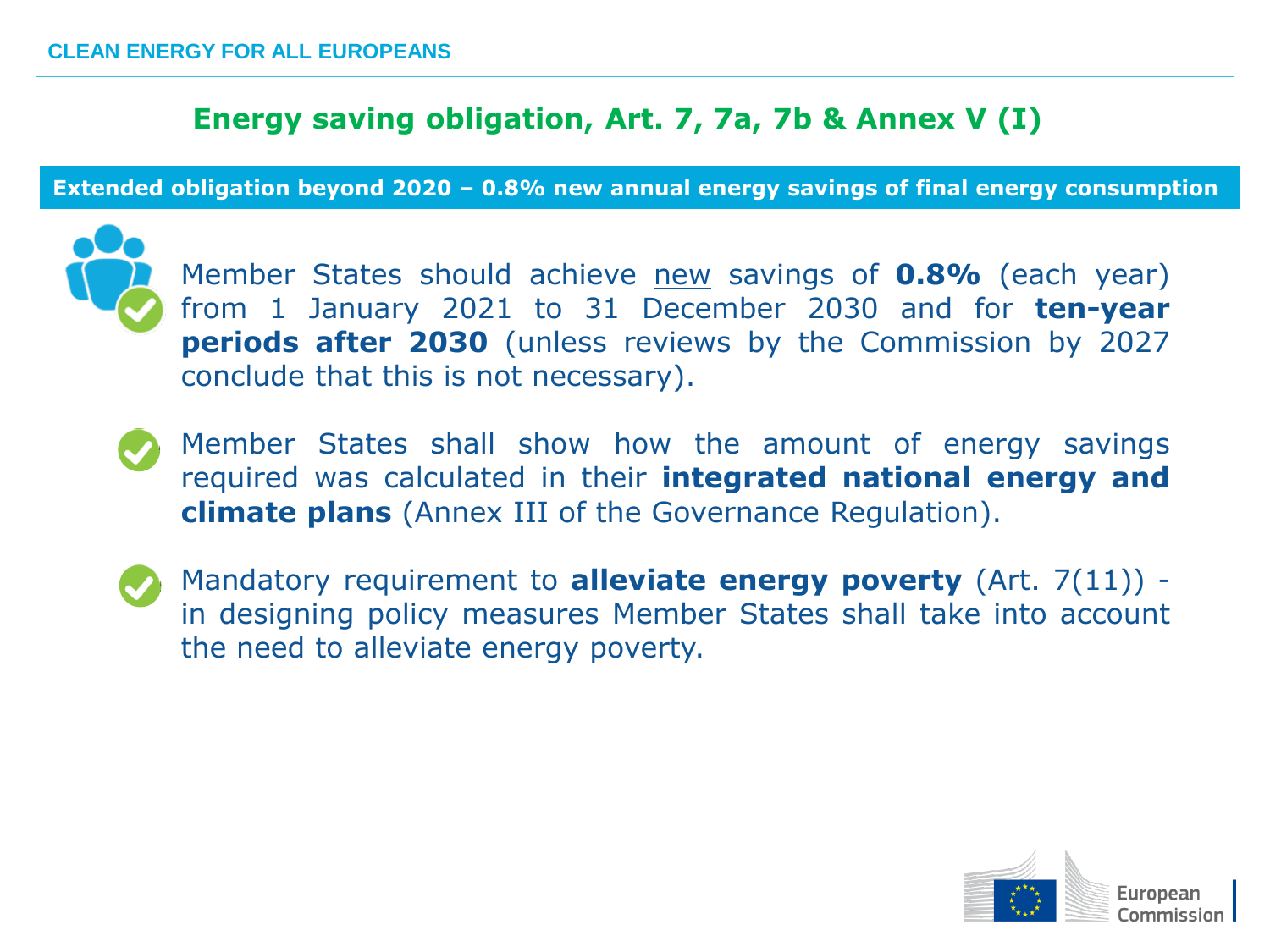## Energy saving obligation, Art. 7, 7a, 7b & Annex V (I)

**Extended obligation beyond 2020 – 0.8% new annual energy savings of final energy consumption**

- Member States should achieve new savings of **0.8%** (each year) from 1 January 2021 to 31 December 2030 and for **ten-year periods after 2030** (unless reviews by the Commission by 2027 conclude that this is not necessary).

- Member States shall show how the amount of energy savings required was calculated in their **integrated national energy and climate plans** (Annex III of the Governance Regulation).

- Mandatory requirement to **alleviate energy poverty** (Art. 7(11)) - in designing policy measures Member States shall take into account the need to alleviate energy poverty.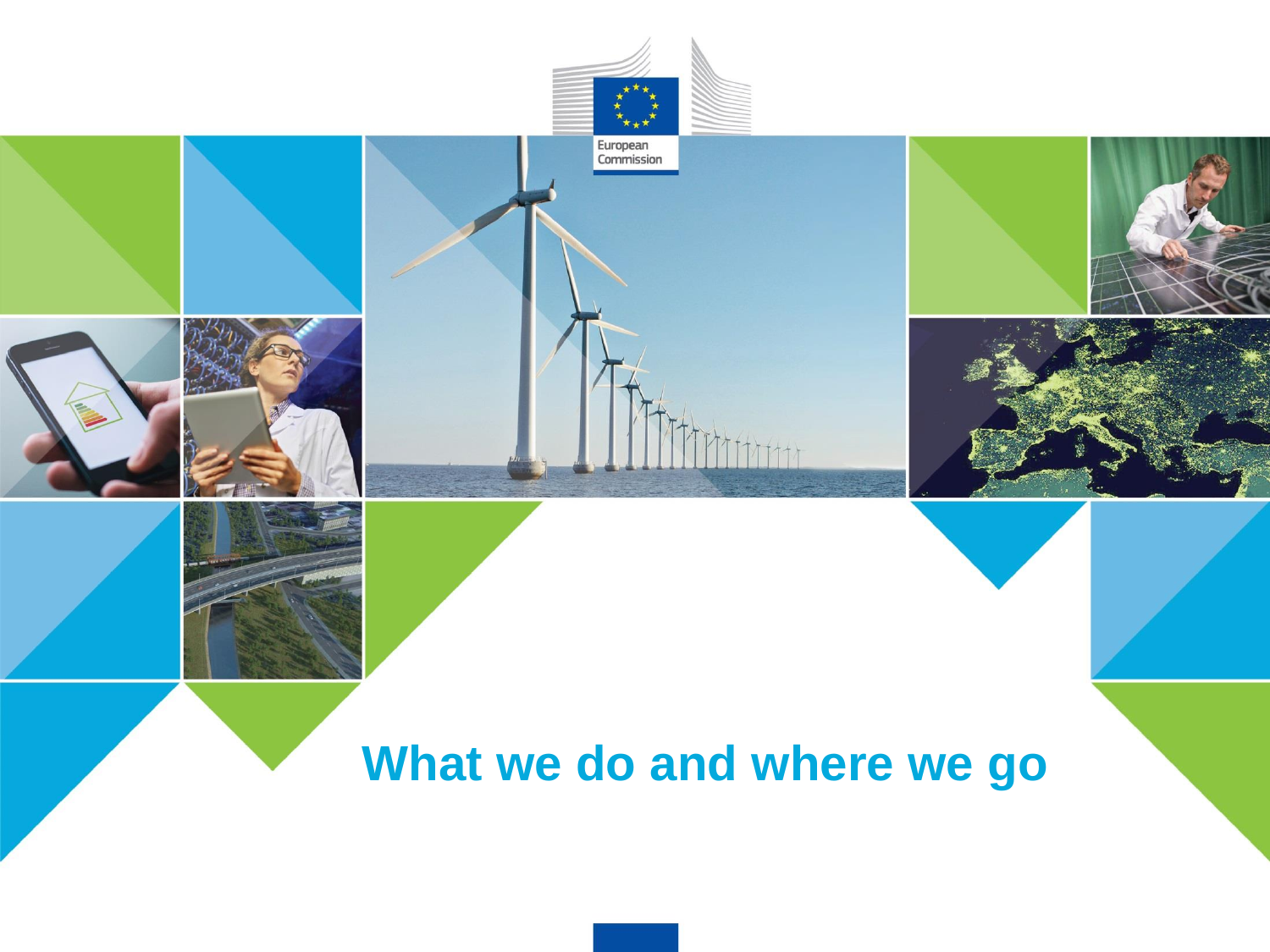# What we do and where we go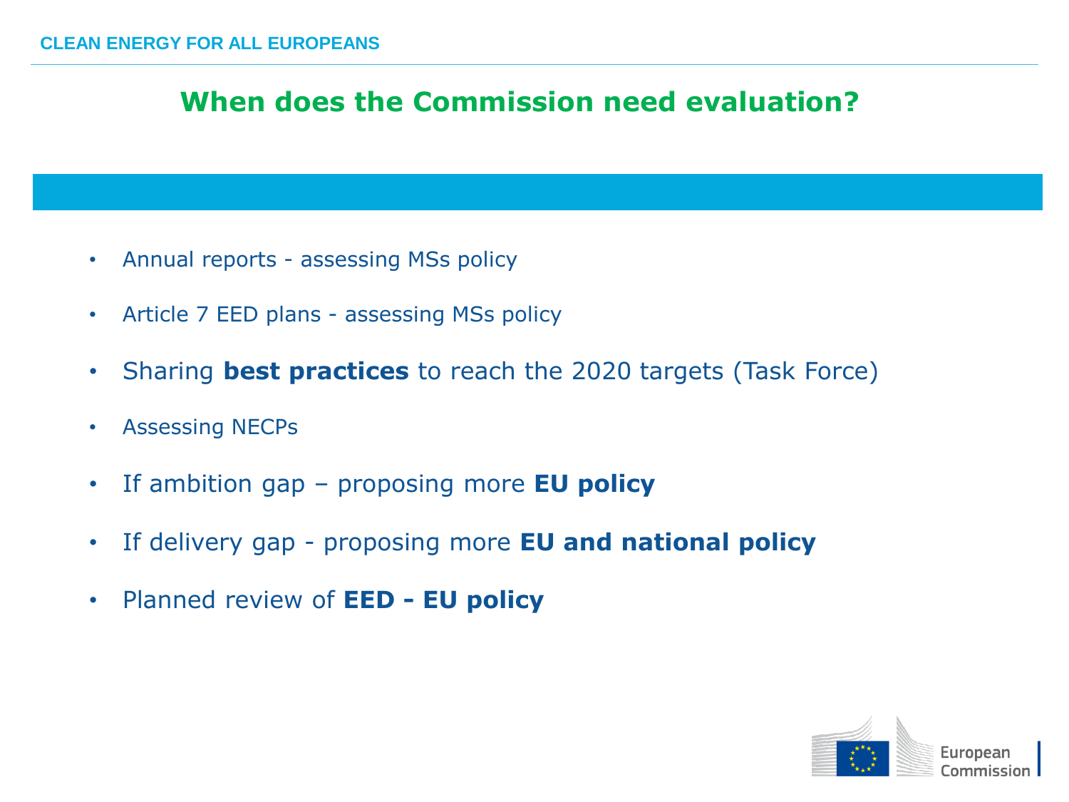## When does the Commission need evaluation?

- Annual reports - assessing MSs policy
- Article 7 EED plans - assessing MSs policy
- Sharing **best practices** to reach the 2020 targets (Task Force)
- Assessing NECPs
- If ambition gap – proposing more **EU policy**
- If delivery gap - proposing more **EU and national policy**
- Planned review of **EED - EU policy**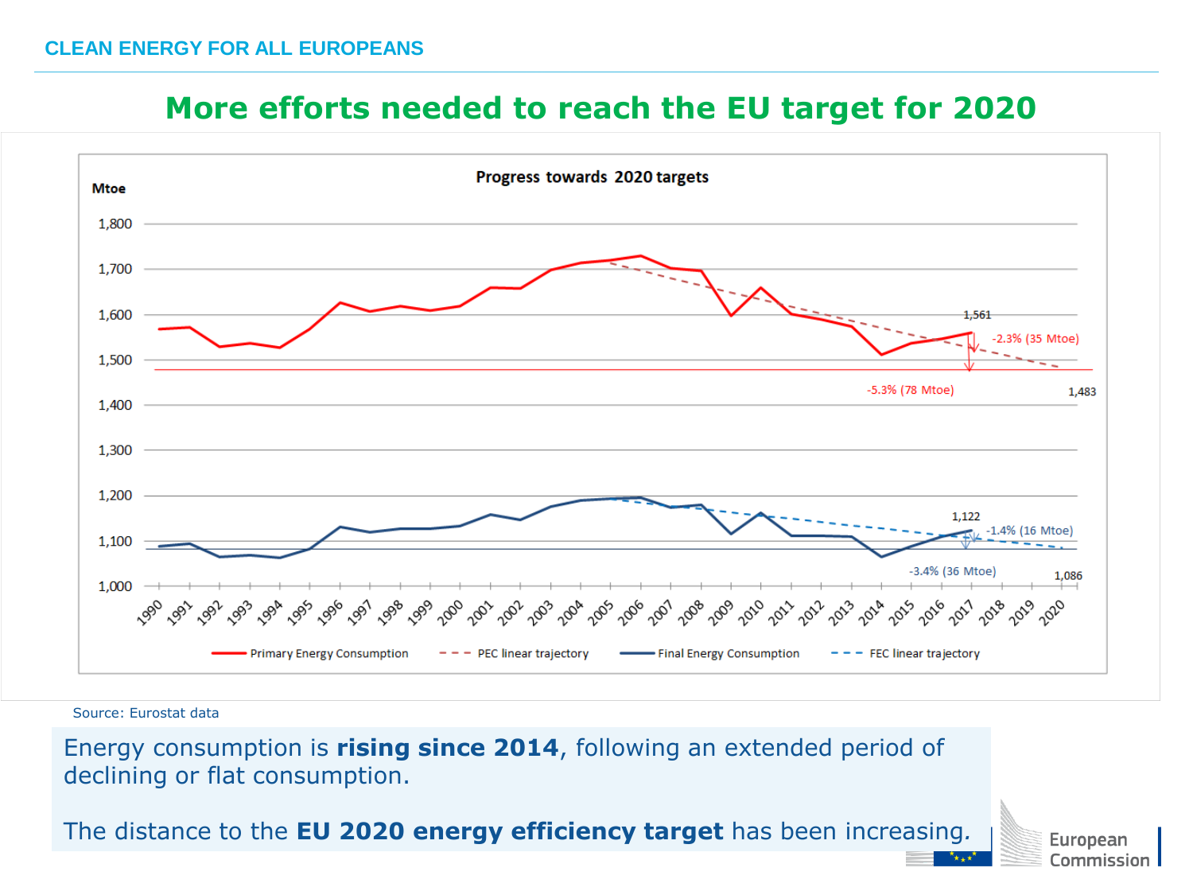# More efforts needed to reach the EU target for 2020

**Progress towards 2020 targets**

Mtoe

Source: Eurostat data

Energy consumption is **rising since 2014**, following an extended period of declining or flat consumption.

The distance to the **EU 2020 energy efficiency target** has been increasing.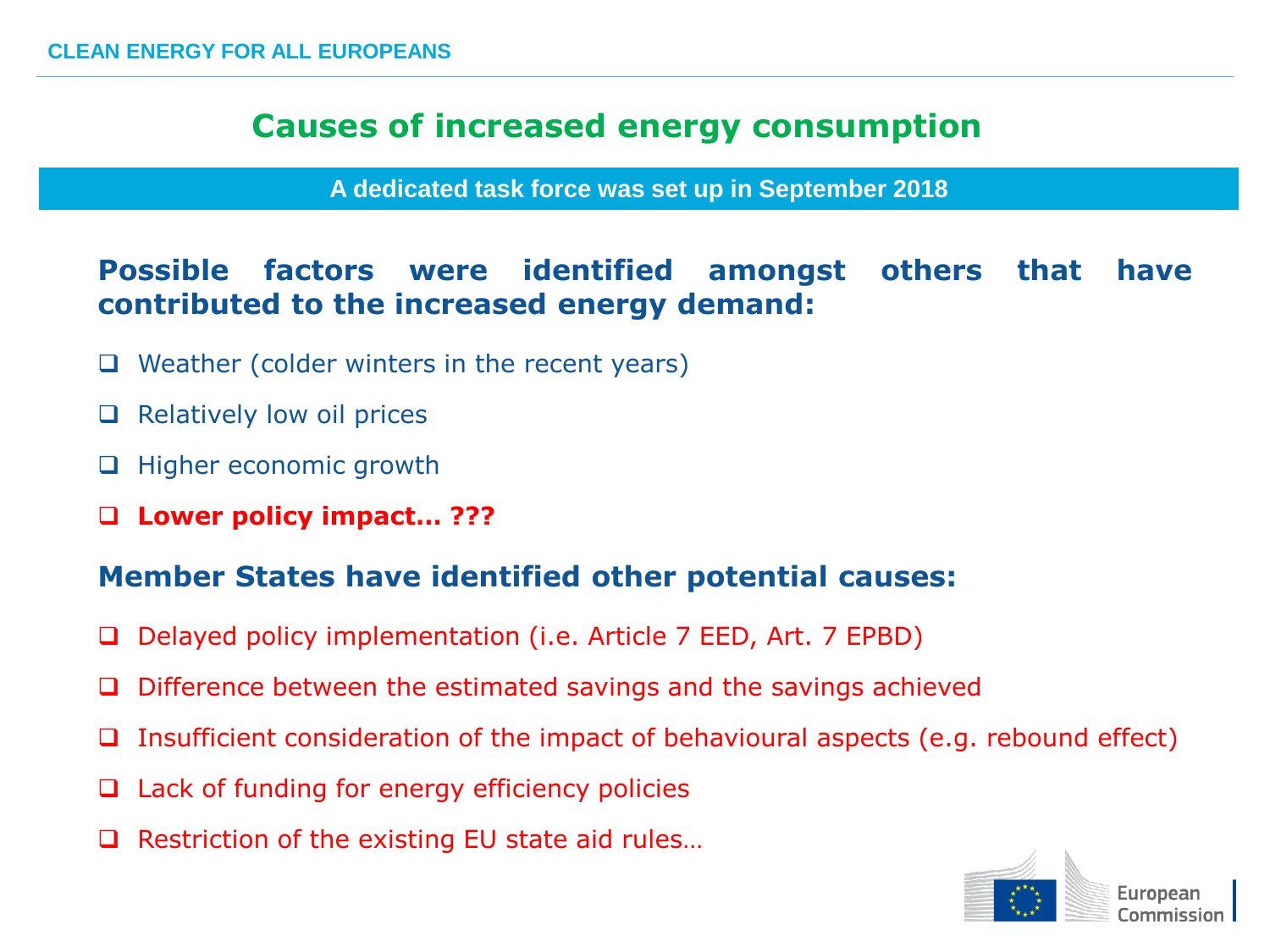# Causes of increased energy consumption

**A dedicated task force was set up in September 2018**

**Possible factors were identified amongst others that have contributed to the increased energy demand:**

- Weather (colder winters in the recent years)
- Relatively low oil prices
- Higher economic growth
- **Lower policy impact… ???**

**Member States have identified other potential causes:**

- Delayed policy implementation (i.e. Article 7 EED, Art. 7 EPBD)
- Difference between the estimated savings and the savings achieved
- Insufficient consideration of the impact of behavioural aspects (e.g. rebound effect)
- Lack of funding for energy efficiency policies
- Restriction of the existing EU state aid rules…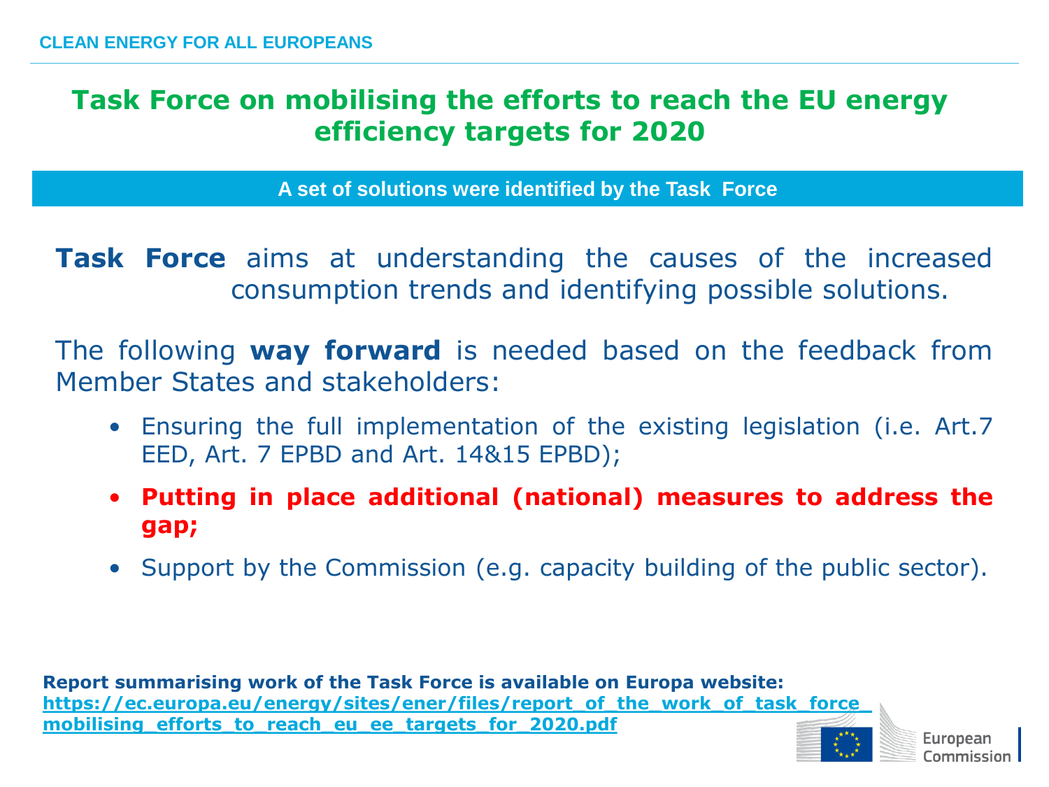# Task Force on mobilising the efforts to reach the EU energy efficiency targets for 2020

## A set of solutions were identified by the Task Force

**Task Force** aims at understanding the causes of the increased consumption trends and identifying possible solutions.

The following **way forward** is needed based on the feedback from Member States and stakeholders:

- Ensuring the full implementation of the existing legislation (i.e. Art.7 EED, Art. 7 EPBD and Art. 14&15 EPBD);
- **Putting in place additional (national) measures to address the gap;**
- Support by the Commission (e.g. capacity building of the public sector).

**Report summarising work of the Task Force is available on Europa website:** [https://ec.europa.eu/energy/sites/ener/files/report_of_the_work_of_task_force_mobilising_efforts_to_reach_eu_ee_targets_for_2020.pdf](https://ec.europa.eu/energy/sites/ener/files/report_of_the_work_of_task_force_mobilising_efforts_to_reach_eu_ee_targets_for_2020.pdf)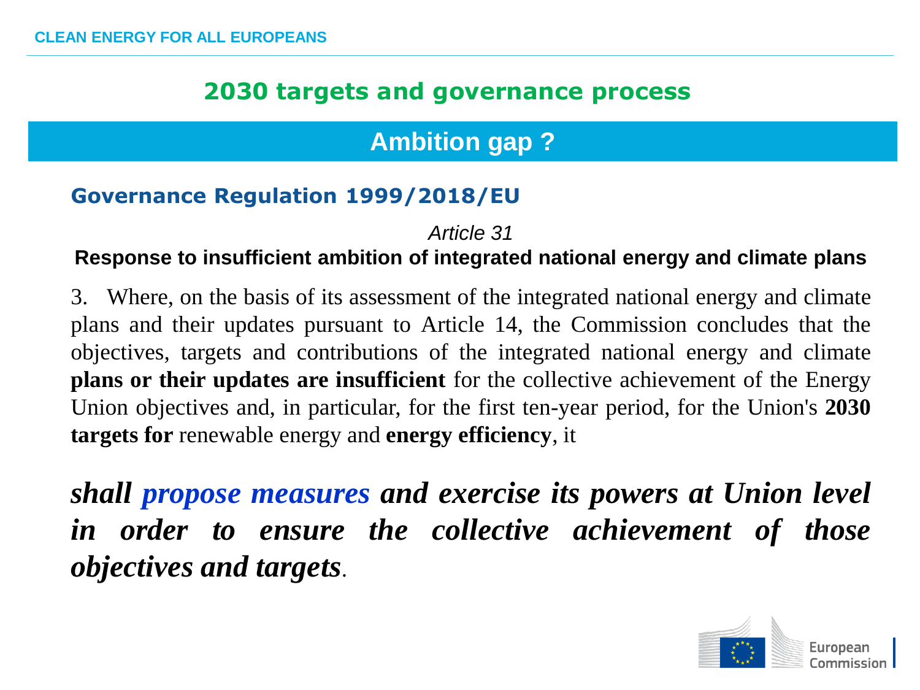## 2030 targets and governance process

### Ambition gap ?

**Governance Regulation 1999/2018/EU**

*Article 31*

**Response to insufficient ambition of integrated national energy and climate plans**

3. Where, on the basis of its assessment of the integrated national energy and climate plans and their updates pursuant to Article 14, the Commission concludes that the objectives, targets and contributions of the integrated national energy and climate **plans or their updates are insufficient** for the collective achievement of the Energy Union objectives and, in particular, for the first ten-year period, for the Union's **2030 targets for** renewable energy and **energy efficiency**, it

***shall propose measures and exercise its powers at Union level in order to ensure the collective achievement of those objectives and targets***.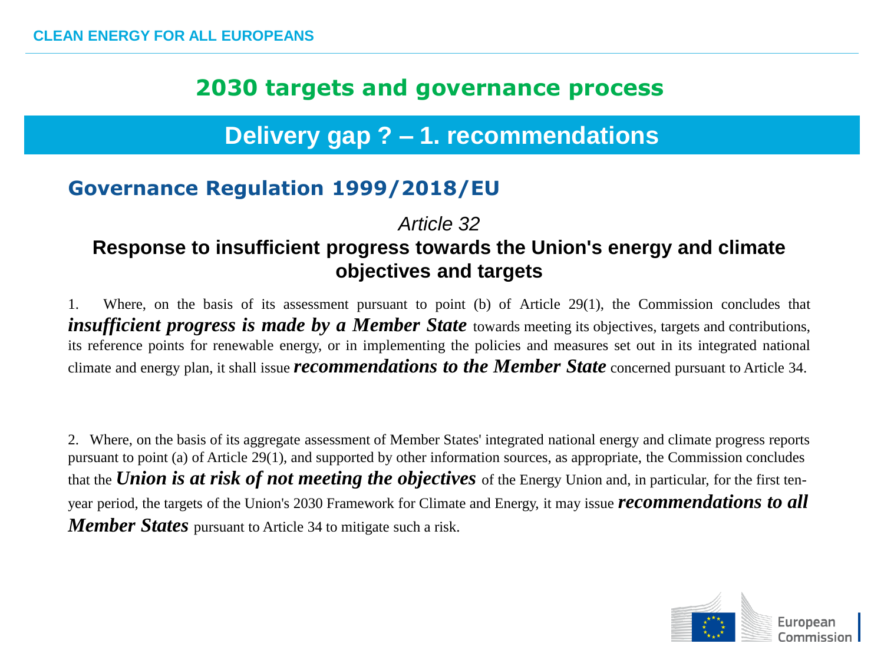## 2030 targets and governance process

## Delivery gap ? – 1. recommendations

### Governance Regulation 1999/2018/EU

*Article 32*

**Response to insufficient progress towards the Union's energy and climate objectives and targets**

1. Where, on the basis of its assessment pursuant to point (b) of Article 29(1), the Commission concludes that ***insufficient progress is made by a Member State*** towards meeting its objectives, targets and contributions, its reference points for renewable energy, or in implementing the policies and measures set out in its integrated national climate and energy plan, it shall issue ***recommendations to the Member State*** concerned pursuant to Article 34.

2. Where, on the basis of its aggregate assessment of Member States' integrated national energy and climate progress reports pursuant to point (a) of Article 29(1), and supported by other information sources, as appropriate, the Commission concludes that the ***Union is at risk of not meeting the objectives*** of the Energy Union and, in particular, for the first ten-year period, the targets of the Union's 2030 Framework for Climate and Energy, it may issue ***recommendations to all Member States*** pursuant to Article 34 to mitigate such a risk.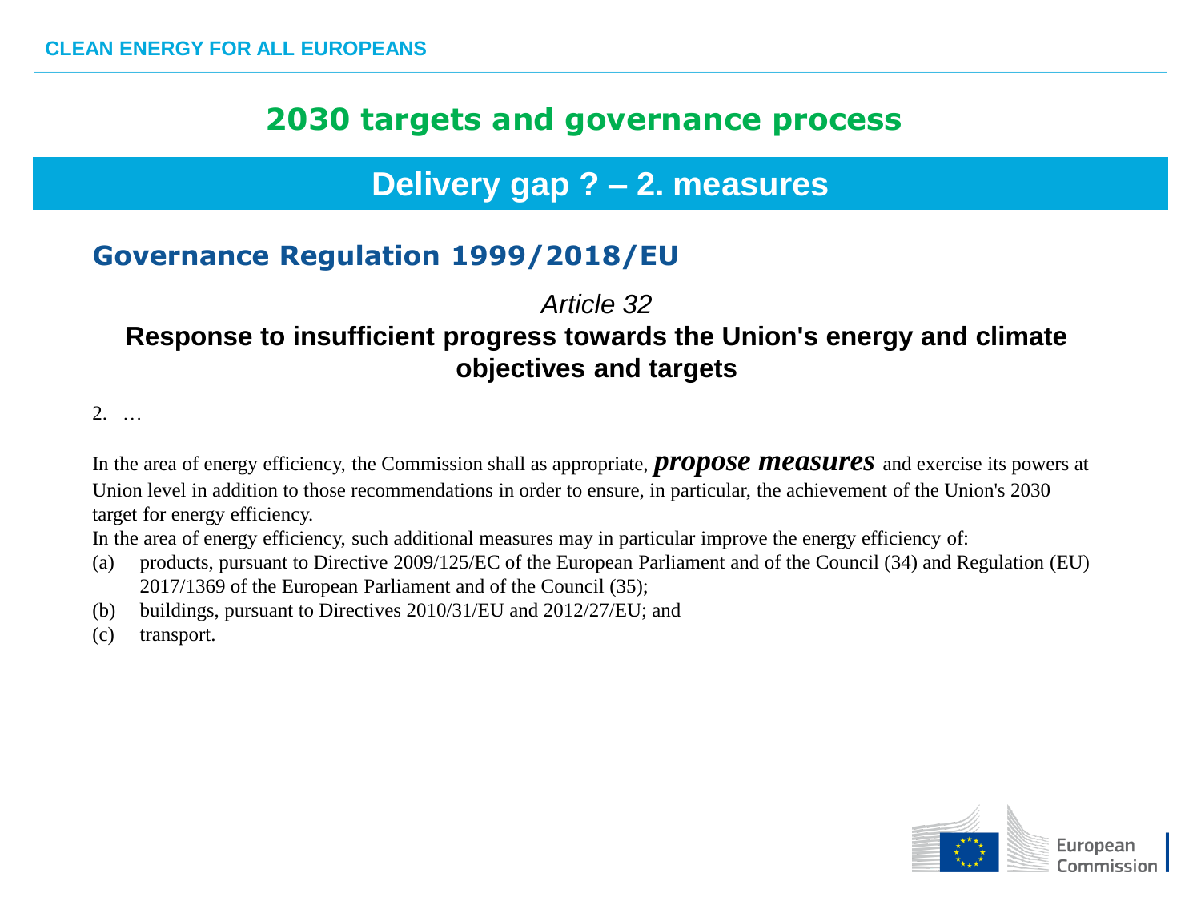# 2030 targets and governance process

## Delivery gap ? – 2. measures

### Governance Regulation 1999/2018/EU

*Article 32*

**Response to insufficient progress towards the Union's energy and climate objectives and targets**

2. …

In the area of energy efficiency, the Commission shall as appropriate, ***propose measures*** and exercise its powers at Union level in addition to those recommendations in order to ensure, in particular, the achievement of the Union's 2030 target for energy efficiency.

In the area of energy efficiency, such additional measures may in particular improve the energy efficiency of:

(a) products, pursuant to Directive 2009/125/EC of the European Parliament and of the Council (34) and Regulation (EU) 2017/1369 of the European Parliament and of the Council (35);

(b) buildings, pursuant to Directives 2010/31/EU and 2012/27/EU; and

(c) transport.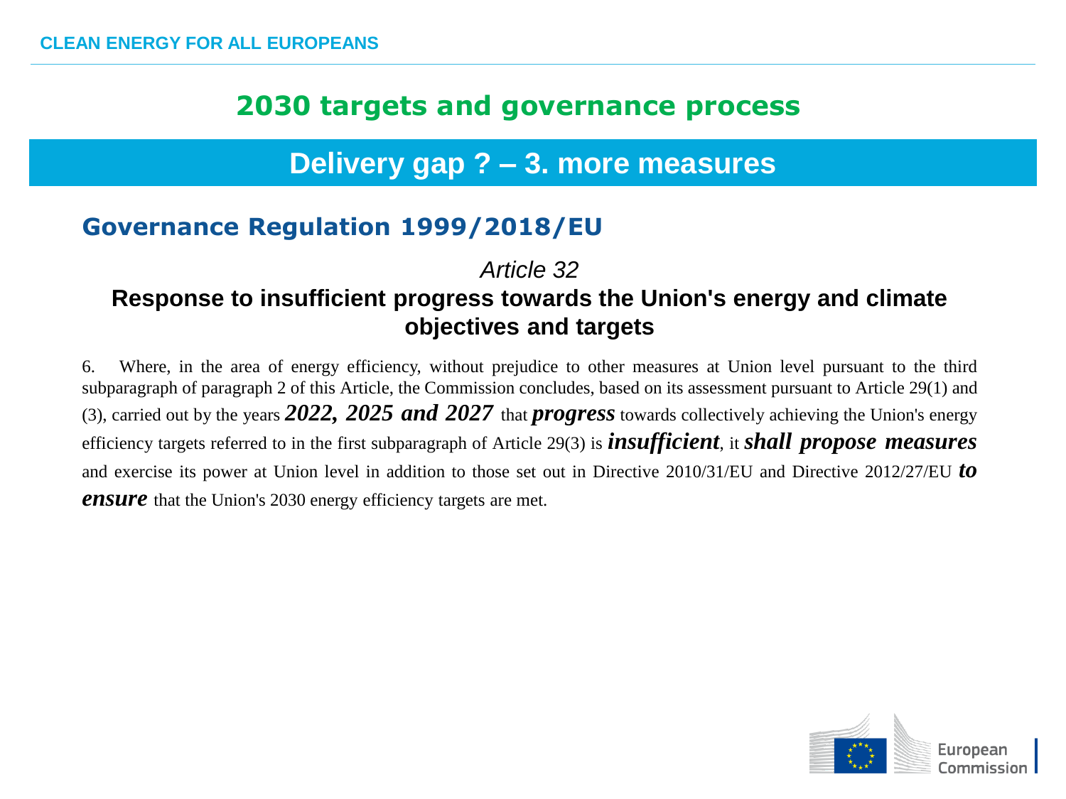# 2030 targets and governance process

## Delivery gap ? – 3. more measures

### Governance Regulation 1999/2018/EU

*Article 32*

**Response to insufficient progress towards the Union's energy and climate objectives and targets**

6. Where, in the area of energy efficiency, without prejudice to other measures at Union level pursuant to the third subparagraph of paragraph 2 of this Article, the Commission concludes, based on its assessment pursuant to Article 29(1) and (3), carried out by the years ***2022, 2025 and 2027*** that ***progress*** towards collectively achieving the Union's energy efficiency targets referred to in the first subparagraph of Article 29(3) is ***insufficient***, it ***shall propose measures*** and exercise its power at Union level in addition to those set out in Directive 2010/31/EU and Directive 2012/27/EU ***to ensure*** that the Union's 2030 energy efficiency targets are met.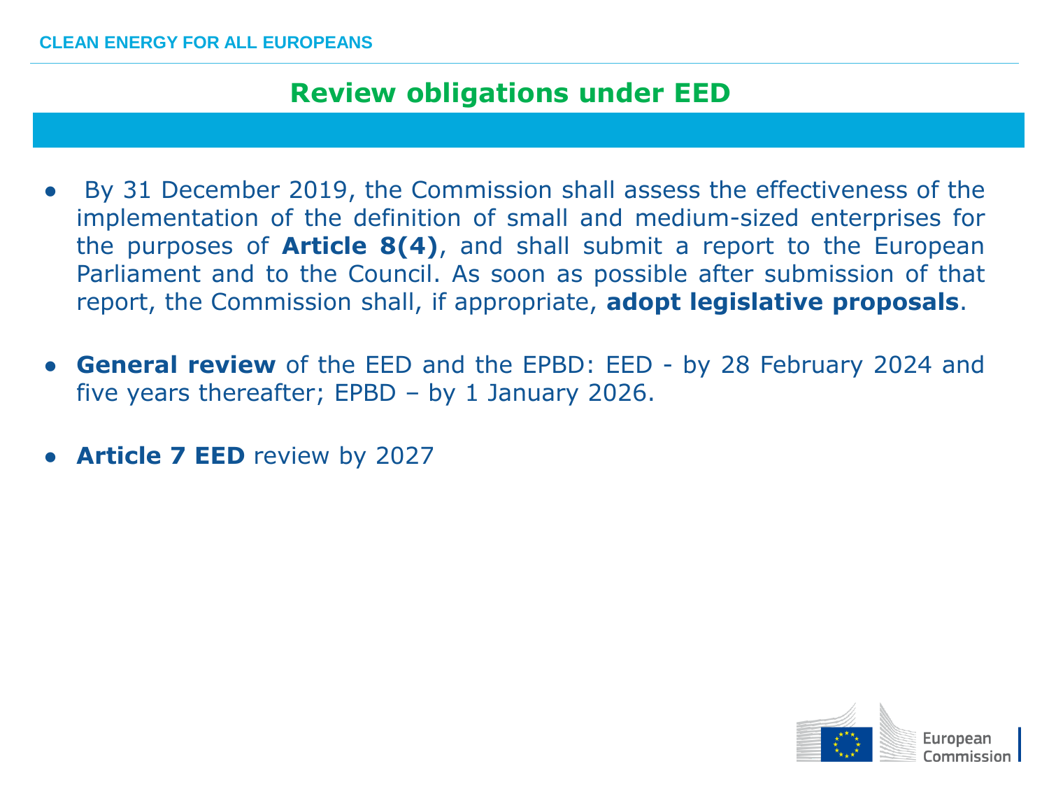## Review obligations under EED

- By 31 December 2019, the Commission shall assess the effectiveness of the implementation of the definition of small and medium-sized enterprises for the purposes of **Article 8(4)**, and shall submit a report to the European Parliament and to the Council. As soon as possible after submission of that report, the Commission shall, if appropriate, **adopt legislative proposals**.
- **General review** of the EED and the EPBD: EED - by 28 February 2024 and five years thereafter; EPBD – by 1 January 2026.
- **Article 7 EED** review by 2027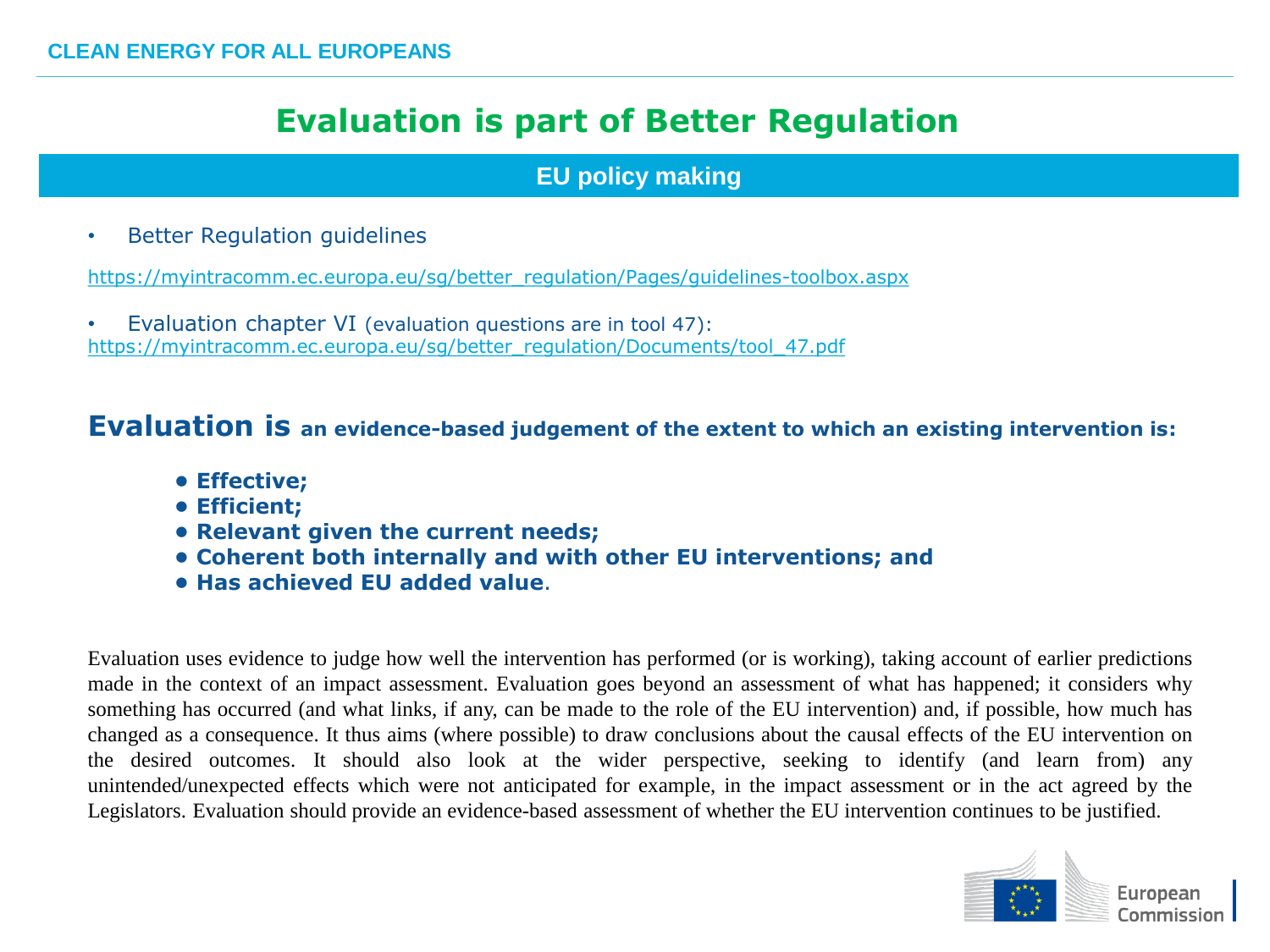# Evaluation is part of Better Regulation

## EU policy making

- Better Regulation guidelines

https://myintracomm.ec.europa.eu/sg/better_regulation/Pages/guidelines-toolbox.aspx

- Evaluation chapter VI (evaluation questions are in tool 47):
https://myintracomm.ec.europa.eu/sg/better_regulation/Documents/tool_47.pdf

**Evaluation is an evidence-based judgement of the extent to which an existing intervention is:**

- **Effective;**
- **Efficient;**
- **Relevant given the current needs;**
- **Coherent both internally and with other EU interventions; and**
- **Has achieved EU added value**.

Evaluation uses evidence to judge how well the intervention has performed (or is working), taking account of earlier predictions made in the context of an impact assessment. Evaluation goes beyond an assessment of what has happened; it considers why something has occurred (and what links, if any, can be made to the role of the EU intervention) and, if possible, how much has changed as a consequence. It thus aims (where possible) to draw conclusions about the causal effects of the EU intervention on the desired outcomes. It should also look at the wider perspective, seeking to identify (and learn from) any unintended/unexpected effects which were not anticipated for example, in the impact assessment or in the act agreed by the Legislators. Evaluation should provide an evidence-based assessment of whether the EU intervention continues to be justified.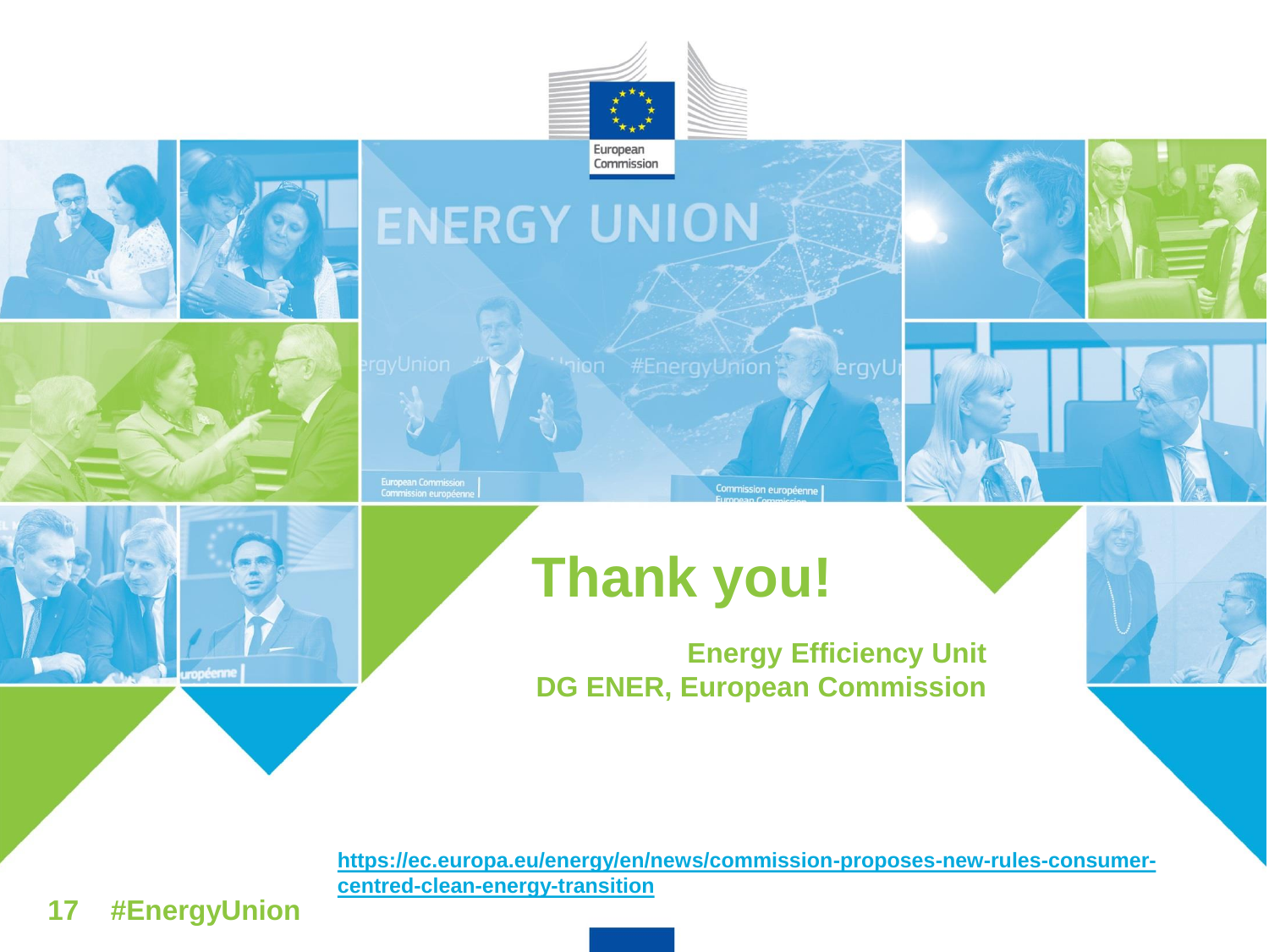# Thank you!

**Energy Efficiency Unit**
**DG ENER, European Commission**

https://ec.europa.eu/energy/en/news/commission-proposes-new-rules-consumer-centred-clean-energy-transition

#EnergyUnion